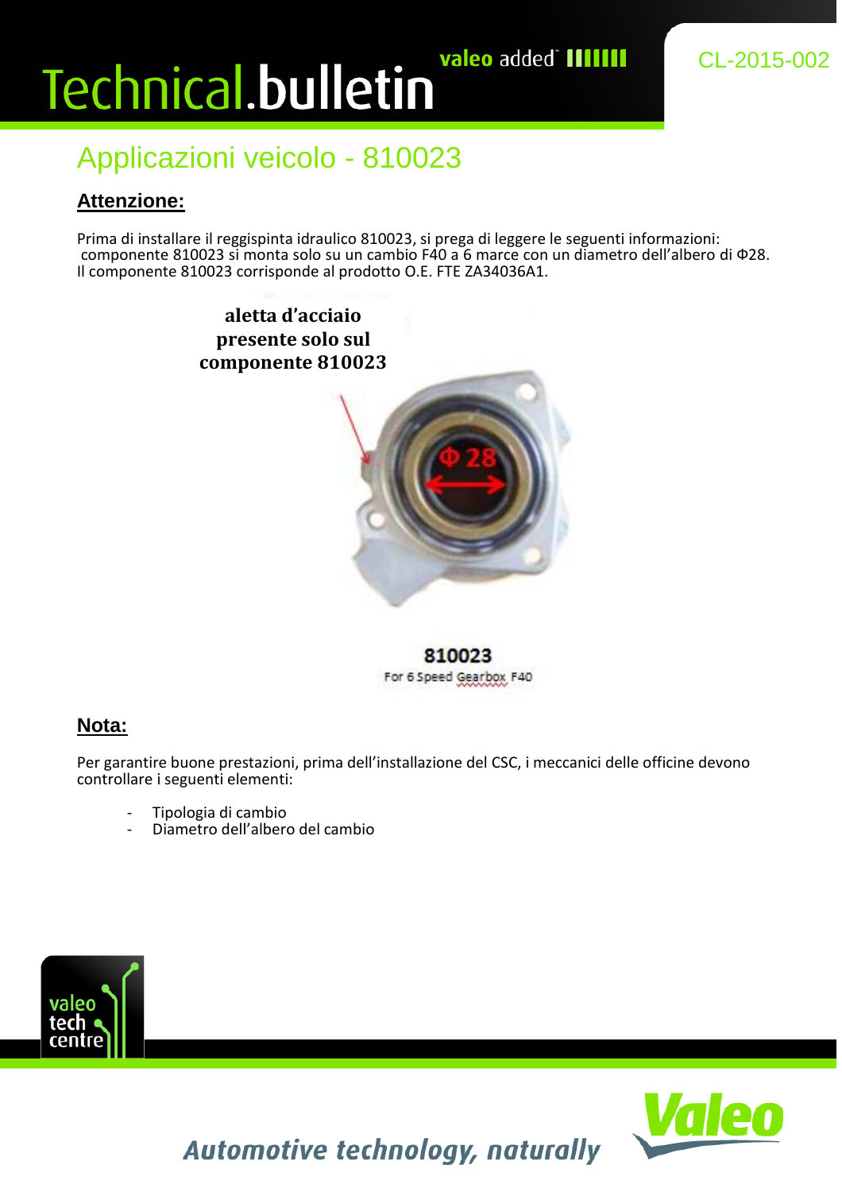# Technical.bulletin

CL-2015-002

## Applicazioni veicolo - 810023

### Attenzione:

Prima di installare il reggispinta idraulico 810023, si prega di leggere le seguenti informazioni:
componente 810023 si monta solo su un cambio F40 a 6 marce con un diametro dell'albero di Φ28.
Il componente 810023 corrisponde al prodotto O.E. FTE ZA34036A1.

**aletta d'acciaio presente solo sul componente 810023**

Φ 28

**810023**
For 6 Speed Gearbox F40

### Nota:

Per garantire buone prestazioni, prima dell'installazione del CSC, i meccanici delle officine devono controllare i seguenti elementi:

- Tipologia di cambio
- Diametro dell'albero del cambio

*Automotive technology, naturally*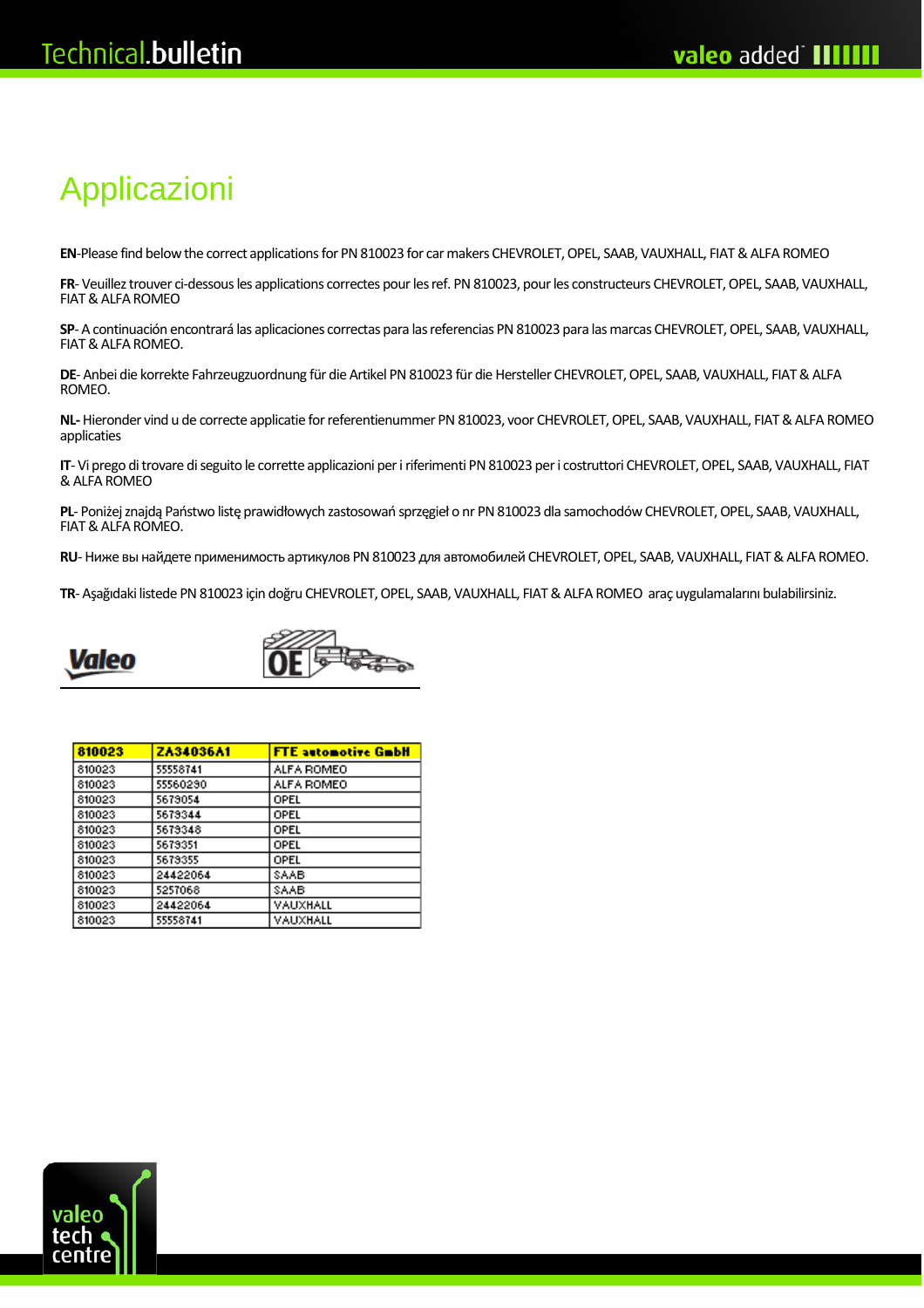# Applicazioni

**EN**-Please find below the correct applications for PN 810023 for car makers CHEVROLET, OPEL, SAAB, VAUXHALL, FIAT & ALFA ROMEO

**FR**- Veuillez trouver ci-dessous les applications correctes pour les ref. PN 810023, pour les constructeurs CHEVROLET, OPEL, SAAB, VAUXHALL, FIAT & ALFA ROMEO

**SP**- A continuación encontrará las aplicaciones correctas para las referencias PN 810023 para las marcas CHEVROLET, OPEL, SAAB, VAUXHALL, FIAT & ALFA ROMEO.

**DE**- Anbei die korrekte Fahrzeugzuordnung für die Artikel PN 810023 für die Hersteller CHEVROLET, OPEL, SAAB, VAUXHALL, FIAT & ALFA ROMEO.

**NL-** Hieronder vind u de correcte applicatie for referentienummer PN 810023, voor CHEVROLET, OPEL, SAAB, VAUXHALL, FIAT & ALFA ROMEO applicaties

**IT**- Vi prego di trovare di seguito le corrette applicazioni per i riferimenti PN 810023 per i costruttori CHEVROLET, OPEL, SAAB, VAUXHALL, FIAT & ALFA ROMEO

**PL**- Poniżej znajdą Państwo listę prawidłowych zastosowań sprzęgieł o nr PN 810023 dla samochodów CHEVROLET, OPEL, SAAB, VAUXHALL, FIAT & ALFA ROMEO.

**RU**- Ниже вы найдете применимость артикулов PN 810023 для автомобилей CHEVROLET, OPEL, SAAB, VAUXHALL, FIAT & ALFA ROMEO.

**TR**- Aşağıdaki listede PN 810023 için doğru CHEVROLET, OPEL, SAAB, VAUXHALL, FIAT & ALFA ROMEO araç uygulamalarını bulabilirsiniz.

Valeo | OE

| 810023 | ZA34036A1 | FTE automotive GmbH |
|---|---|---|
| 810023 | 55558741 | ALFA ROMEO |
| 810023 | 55560290 | ALFA ROMEO |
| 810023 | 5679054 | OPEL |
| 810023 | 5679344 | OPEL |
| 810023 | 5679348 | OPEL |
| 810023 | 5679351 | OPEL |
| 810023 | 5679355 | OPEL |
| 810023 | 24422064 | SAAB |
| 810023 | 5257068 | SAAB |
| 810023 | 24422064 | VAUXHALL |
| 810023 | 55558741 | VAUXHALL |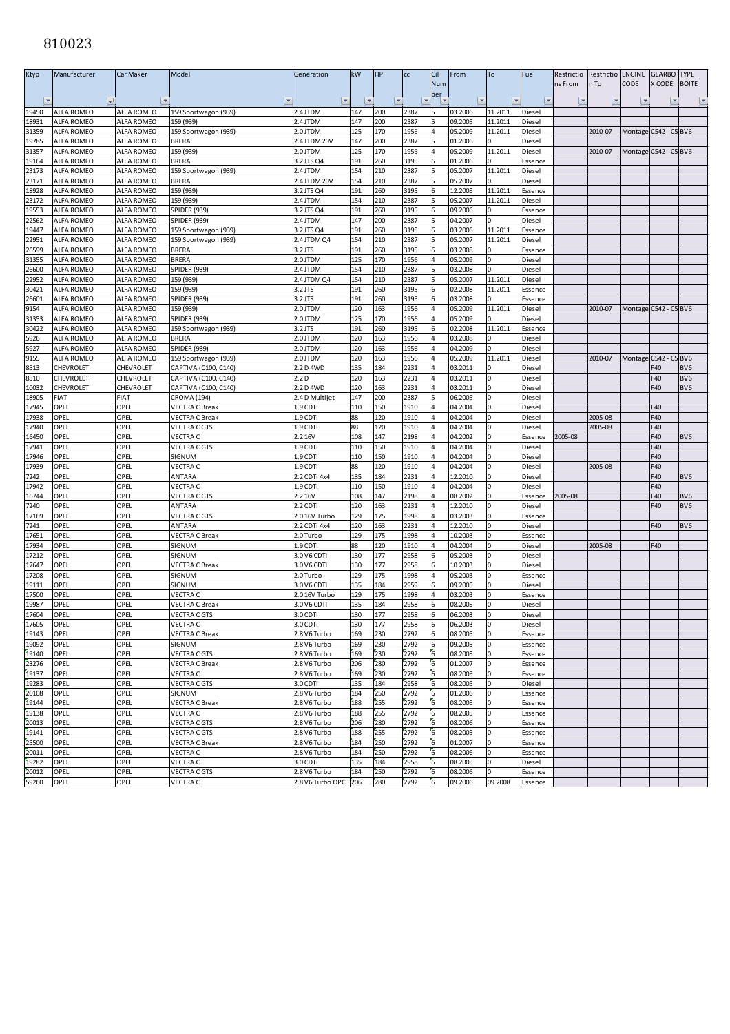# 810023

| Ktyp | Manufacturer | Car Maker | Model | Generation | kW | HP | cc | Cil Num ber | From | To | Fuel | Restrictions From | Restriction To | ENGINE CODE | GEARBOX CODE | TYPE BOITE |
|---|---|---|---|---|---|---|---|---|---|---|---|---|---|---|---|---|
| 19450 | ALFA ROMEO | ALFA ROMEO | 159 Sportwagon (939) | 2.4 JTDM | 147 | 200 | 2387 | 5 | 03.2006 | 11.2011 | Diesel | | | | | |
| 18931 | ALFA ROMEO | ALFA ROMEO | 159 (939) | 2.4 JTDM | 147 | 200 | 2387 | 5 | 09.2005 | 11.2011 | Diesel | | | | | |
| 31359 | ALFA ROMEO | ALFA ROMEO | 159 Sportwagon (939) | 2.0 JTDM | 125 | 170 | 1956 | 4 | 05.2009 | 11.2011 | Diesel | | 2010-07 | Montage | C542 - C5 | BV6 |
| 19785 | ALFA ROMEO | ALFA ROMEO | BRERA | 2.4 JTDM 20V | 147 | 200 | 2387 | 5 | 01.2006 | 0 | Diesel | | | | | |
| 31357 | ALFA ROMEO | ALFA ROMEO | 159 (939) | 2.0 JTDM | 125 | 170 | 1956 | 4 | 05.2009 | 11.2011 | Diesel | | 2010-07 | Montage | C542 - C5 | BV6 |
| 19164 | ALFA ROMEO | ALFA ROMEO | BRERA | 3.2 JTS Q4 | 191 | 260 | 3195 | 6 | 01.2006 | 0 | Essence | | | | | |
| 23173 | ALFA ROMEO | ALFA ROMEO | 159 Sportwagon (939) | 2.4 JTDM | 154 | 210 | 2387 | 5 | 05.2007 | 11.2011 | Diesel | | | | | |
| 23171 | ALFA ROMEO | ALFA ROMEO | BRERA | 2.4 JTDM 20V | 154 | 210 | 2387 | 5 | 05.2007 | 0 | Diesel | | | | | |
| 18928 | ALFA ROMEO | ALFA ROMEO | 159 (939) | 3.2 JTS Q4 | 191 | 260 | 3195 | 6 | 12.2005 | 11.2011 | Essence | | | | | |
| 23172 | ALFA ROMEO | ALFA ROMEO | 159 (939) | 2.4 JTDM | 154 | 210 | 2387 | 5 | 05.2007 | 11.2011 | Diesel | | | | | |
| 19553 | ALFA ROMEO | ALFA ROMEO | SPIDER (939) | 3.2 JTS Q4 | 191 | 260 | 3195 | 6 | 09.2006 | 0 | Essence | | | | | |
| 22562 | ALFA ROMEO | ALFA ROMEO | SPIDER (939) | 2.4 JTDM | 147 | 200 | 2387 | 5 | 04.2007 | 0 | Diesel | | | | | |
| 19447 | ALFA ROMEO | ALFA ROMEO | 159 Sportwagon (939) | 3.2 JTS Q4 | 191 | 260 | 3195 | 6 | 03.2006 | 11.2011 | Essence | | | | | |
| 22951 | ALFA ROMEO | ALFA ROMEO | 159 Sportwagon (939) | 2.4 JTDM Q4 | 154 | 210 | 2387 | 5 | 05.2007 | 11.2011 | Diesel | | | | | |
| 26599 | ALFA ROMEO | ALFA ROMEO | BRERA | 3.2 JTS | 191 | 260 | 3195 | 6 | 03.2008 | 0 | Essence | | | | | |
| 31355 | ALFA ROMEO | ALFA ROMEO | BRERA | 2.0 JTDM | 125 | 170 | 1956 | 4 | 05.2009 | 0 | Diesel | | | | | |
| 26600 | ALFA ROMEO | ALFA ROMEO | SPIDER (939) | 2.4 JTDM | 154 | 210 | 2387 | 5 | 03.2008 | 0 | Diesel | | | | | |
| 22952 | ALFA ROMEO | ALFA ROMEO | 159 (939) | 2.4 JTDM Q4 | 154 | 210 | 2387 | 5 | 05.2007 | 11.2011 | Diesel | | | | | |
| 30421 | ALFA ROMEO | ALFA ROMEO | 159 (939) | 3.2 JTS | 191 | 260 | 3195 | 6 | 02.2008 | 11.2011 | Essence | | | | | |
| 26601 | ALFA ROMEO | ALFA ROMEO | SPIDER (939) | 3.2 JTS | 191 | 260 | 3195 | 6 | 03.2008 | 0 | Essence | | | | | |
| 9154 | ALFA ROMEO | ALFA ROMEO | 159 (939) | 2.0 JTDM | 120 | 163 | 1956 | 4 | 05.2009 | 11.2011 | Diesel | | 2010-07 | Montage | C542 - C5 | BV6 |
| 31353 | ALFA ROMEO | ALFA ROMEO | SPIDER (939) | 2.0 JTDM | 125 | 170 | 1956 | 4 | 05.2009 | 0 | Diesel | | | | | |
| 30422 | ALFA ROMEO | ALFA ROMEO | 159 Sportwagon (939) | 3.2 JTS | 191 | 260 | 3195 | 6 | 02.2008 | 11.2011 | Essence | | | | | |
| 5926 | ALFA ROMEO | ALFA ROMEO | BRERA | 2.0 JTDM | 120 | 163 | 1956 | 4 | 03.2008 | 0 | Diesel | | | | | |
| 5927 | ALFA ROMEO | ALFA ROMEO | SPIDER (939) | 2.0 JTDM | 120 | 163 | 1956 | 4 | 04.2009 | 0 | Diesel | | | | | |
| 9155 | ALFA ROMEO | ALFA ROMEO | 159 Sportwagon (939) | 2.0 JTDM | 120 | 163 | 1956 | 4 | 05.2009 | 11.2011 | Diesel | | 2010-07 | Montage | C542 - C5 | BV6 |
| 8513 | CHEVROLET | CHEVROLET | CAPTIVA (C100, C140) | 2.2 D 4WD | 135 | 184 | 2231 | 4 | 03.2011 | 0 | Diesel | | | | F40 | BV6 |
| 8510 | CHEVROLET | CHEVROLET | CAPTIVA (C100, C140) | 2.2 D | 120 | 163 | 2231 | 4 | 03.2011 | 0 | Diesel | | | | F40 | BV6 |
| 10032 | CHEVROLET | CHEVROLET | CAPTIVA (C100, C140) | 2.2 D 4WD | 120 | 163 | 2231 | 4 | 03.2011 | 0 | Diesel | | | | F40 | BV6 |
| 18905 | FIAT | FIAT | CROMA (194) | 2.4 D Multijet | 147 | 200 | 2387 | 5 | 06.2005 | 0 | Diesel | | | | | |
| 17945 | OPEL | OPEL | VECTRA C Break | 1.9 CDTI | 110 | 150 | 1910 | 4 | 04.2004 | 0 | Diesel | | | | F40 | |
| 17938 | OPEL | OPEL | VECTRA C Break | 1.9 CDTI | 88 | 120 | 1910 | 4 | 04.2004 | 0 | Diesel | | 2005-08 | | F40 | |
| 17940 | OPEL | OPEL | VECTRA C GTS | 1.9 CDTI | 88 | 120 | 1910 | 4 | 04.2004 | 0 | Diesel | | 2005-08 | | F40 | |
| 16450 | OPEL | OPEL | VECTRA C | 2.2 16V | 108 | 147 | 2198 | 4 | 04.2002 | 0 | Essence | 2005-08 | | | F40 | BV6 |
| 17941 | OPEL | OPEL | VECTRA C GTS | 1.9 CDTI | 110 | 150 | 1910 | 4 | 04.2004 | 0 | Diesel | | | | F40 | |
| 17946 | OPEL | OPEL | SIGNUM | 1.9 CDTI | 110 | 150 | 1910 | 4 | 04.2004 | 0 | Diesel | | | | F40 | |
| 17939 | OPEL | OPEL | VECTRA C | 1.9 CDTI | 88 | 120 | 1910 | 4 | 04.2004 | 0 | Diesel | | 2005-08 | | F40 | |
| 7242 | OPEL | OPEL | ANTARA | 2.2 CDTi 4x4 | 135 | 184 | 2231 | 4 | 12.2010 | 0 | Diesel | | | | F40 | BV6 |
| 17942 | OPEL | OPEL | VECTRA C | 1.9 CDTI | 110 | 150 | 1910 | 4 | 04.2004 | 0 | Diesel | | | | F40 | |
| 16744 | OPEL | OPEL | VECTRA C GTS | 2.2 16V | 108 | 147 | 2198 | 4 | 08.2002 | 0 | Essence | 2005-08 | | | F40 | BV6 |
| 7240 | OPEL | OPEL | ANTARA | 2.2 CDTi | 120 | 163 | 2231 | 4 | 12.2010 | 0 | Diesel | | | | F40 | BV6 |
| 17169 | OPEL | OPEL | VECTRA C GTS | 2.0 16V Turbo | 129 | 175 | 1998 | 4 | 03.2003 | 0 | Essence | | | | | |
| 7241 | OPEL | OPEL | ANTARA | 2.2 CDTi 4x4 | 120 | 163 | 2231 | 4 | 12.2010 | 0 | Diesel | | | | F40 | BV6 |
| 17651 | OPEL | OPEL | VECTRA C Break | 2.0 Turbo | 129 | 175 | 1998 | 4 | 10.2003 | 0 | Essence | | | | | |
| 17934 | OPEL | OPEL | SIGNUM | 1.9 CDTI | 88 | 120 | 1910 | 4 | 04.2004 | 0 | Diesel | | 2005-08 | | F40 | |
| 17212 | OPEL | OPEL | SIGNUM | 3.0 V6 CDTI | 130 | 177 | 2958 | 6 | 05.2003 | 0 | Diesel | | | | | |
| 17647 | OPEL | OPEL | VECTRA C Break | 3.0 V6 CDTI | 130 | 177 | 2958 | 6 | 10.2003 | 0 | Diesel | | | | | |
| 17208 | OPEL | OPEL | SIGNUM | 2.0 Turbo | 129 | 175 | 1998 | 4 | 05.2003 | 0 | Essence | | | | | |
| 19111 | OPEL | OPEL | SIGNUM | 3.0 V6 CDTI | 135 | 184 | 2959 | 6 | 09.2005 | 0 | Diesel | | | | | |
| 17500 | OPEL | OPEL | VECTRA C | 2.0 16V Turbo | 129 | 175 | 1998 | 4 | 03.2003 | 0 | Essence | | | | | |
| 19987 | OPEL | OPEL | VECTRA C Break | 3.0 V6 CDTI | 135 | 184 | 2958 | 6 | 08.2005 | 0 | Diesel | | | | | |
| 17604 | OPEL | OPEL | VECTRA C GTS | 3.0 CDTI | 130 | 177 | 2958 | 6 | 06.2003 | 0 | Diesel | | | | | |
| 17605 | OPEL | OPEL | VECTRA C | 3.0 CDTI | 130 | 177 | 2958 | 6 | 06.2003 | 0 | Diesel | | | | | |
| 19143 | OPEL | OPEL | VECTRA C Break | 2.8 V6 Turbo | 169 | 230 | 2792 | 6 | 08.2005 | 0 | Essence | | | | | |
| 19092 | OPEL | OPEL | SIGNUM | 2.8 V6 Turbo | 169 | 230 | 2792 | 6 | 09.2005 | 0 | Essence | | | | | |
| 19140 | OPEL | OPEL | VECTRA C GTS | 2.8 V6 Turbo | 169 | 230 | 2792 | 6 | 08.2005 | 0 | Essence | | | | | |
| 23276 | OPEL | OPEL | VECTRA C Break | 2.8 V6 Turbo | 206 | 280 | 2792 | 6 | 01.2007 | 0 | Essence | | | | | |
| 19137 | OPEL | OPEL | VECTRA C | 2.8 V6 Turbo | 169 | 230 | 2792 | 6 | 08.2005 | 0 | Essence | | | | | |
| 19283 | OPEL | OPEL | VECTRA C GTS | 3.0 CDTi | 135 | 184 | 2958 | 6 | 08.2005 | 0 | Diesel | | | | | |
| 20108 | OPEL | OPEL | SIGNUM | 2.8 V6 Turbo | 184 | 250 | 2792 | 6 | 01.2006 | 0 | Essence | | | | | |
| 19144 | OPEL | OPEL | VECTRA C Break | 2.8 V6 Turbo | 188 | 255 | 2792 | 6 | 08.2005 | 0 | Essence | | | | | |
| 19138 | OPEL | OPEL | VECTRA C | 2.8 V6 Turbo | 188 | 255 | 2792 | 6 | 08.2005 | 0 | Essence | | | | | |
| 20013 | OPEL | OPEL | VECTRA C GTS | 2.8 V6 Turbo | 206 | 280 | 2792 | 6 | 08.2006 | 0 | Essence | | | | | |
| 19141 | OPEL | OPEL | VECTRA C GTS | 2.8 V6 Turbo | 188 | 255 | 2792 | 6 | 08.2005 | 0 | Essence | | | | | |
| 25500 | OPEL | OPEL | VECTRA C Break | 2.8 V6 Turbo | 184 | 250 | 2792 | 6 | 01.2007 | 0 | Essence | | | | | |
| 20011 | OPEL | OPEL | VECTRA C | 2.8 V6 Turbo | 184 | 250 | 2792 | 6 | 08.2006 | 0 | Essence | | | | | |
| 19282 | OPEL | OPEL | VECTRA C | 3.0 CDTi | 135 | 184 | 2958 | 6 | 08.2005 | 0 | Diesel | | | | | |
| 20012 | OPEL | OPEL | VECTRA C GTS | 2.8 V6 Turbo | 184 | 250 | 2792 | 6 | 08.2006 | 0 | Essence | | | | | |
| 59260 | OPEL | OPEL | VECTRA C | 2.8 V6 Turbo OPC | 206 | 280 | 2792 | 6 | 09.2006 | 09.2008 | Essence | | | | | |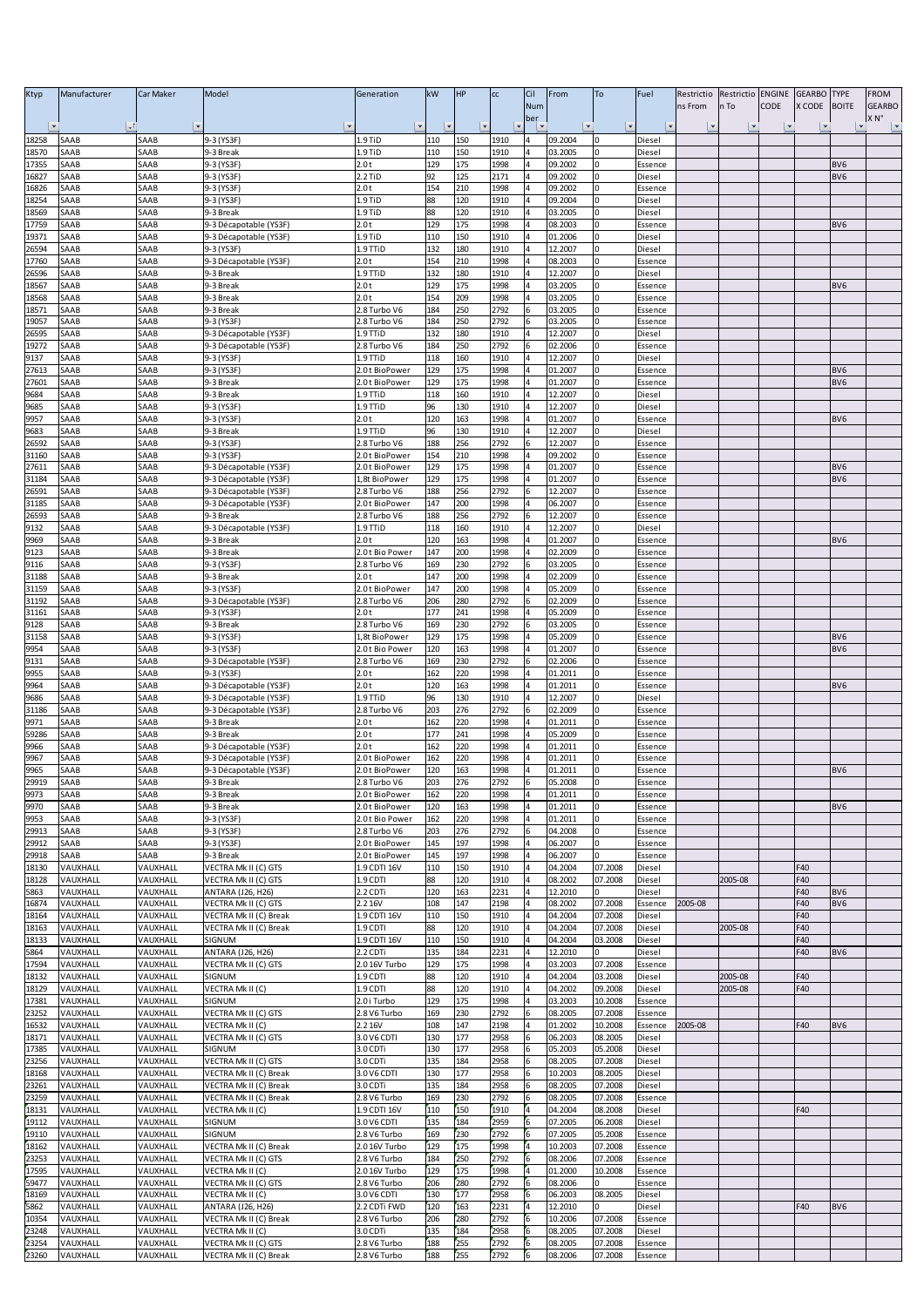| Ktyp | Manufacturer | Car Maker | Model | Generation | kW | HP | cc | Cil Number | From | To | Fuel | Restrictions From | Restriction To | ENGINE CODE | GEARBOX CODE | TYPE BOITE | FROM GEARBOX N° |
|---|---|---|---|---|---|---|---|---|---|---|---|---|---|---|---|---|---|
| 18258 | SAAB | SAAB | 9-3 (YS3F) | 1.9 TiD | 110 | 150 | 1910 | 4 | 09.2004 | 0 | Diesel | | | | | | |
| 18570 | SAAB | SAAB | 9-3 Break | 1.9 TiD | 110 | 150 | 1910 | 4 | 03.2005 | 0 | Diesel | | | | | | |
| 17355 | SAAB | SAAB | 9-3 (YS3F) | 2.0 t | 129 | 175 | 1998 | 4 | 09.2002 | 0 | Essence | | | | | BV6 | |
| 16827 | SAAB | SAAB | 9-3 (YS3F) | 2.2 TiD | 92 | 125 | 2171 | 4 | 09.2002 | 0 | Diesel | | | | | BV6 | |
| 16826 | SAAB | SAAB | 9-3 (YS3F) | 2.0 t | 154 | 210 | 1998 | 4 | 09.2002 | 0 | Essence | | | | | | |
| 18254 | SAAB | SAAB | 9-3 (YS3F) | 1.9 TiD | 88 | 120 | 1910 | 4 | 09.2004 | 0 | Diesel | | | | | | |
| 18569 | SAAB | SAAB | 9-3 Break | 1.9 TiD | 88 | 120 | 1910 | 4 | 03.2005 | 0 | Diesel | | | | | | |
| 17759 | SAAB | SAAB | 9-3 Décapotable (YS3F) | 2.0 t | 129 | 175 | 1998 | 4 | 08.2003 | 0 | Essence | | | | | BV6 | |
| 19371 | SAAB | SAAB | 9-3 Décapotable (YS3F) | 1.9 TiD | 110 | 150 | 1910 | 4 | 01.2006 | 0 | Diesel | | | | | | |
| 26594 | SAAB | SAAB | 9-3 (YS3F) | 1.9 TTiD | 132 | 180 | 1910 | 4 | 12.2007 | 0 | Diesel | | | | | | |
| 17760 | SAAB | SAAB | 9-3 Décapotable (YS3F) | 2.0 t | 154 | 210 | 1998 | 4 | 08.2003 | 0 | Essence | | | | | | |
| 26596 | SAAB | SAAB | 9-3 Break | 1.9 TTiD | 132 | 180 | 1910 | 4 | 12.2007 | 0 | Diesel | | | | | | |
| 18567 | SAAB | SAAB | 9-3 Break | 2.0 t | 129 | 175 | 1998 | 4 | 03.2005 | 0 | Essence | | | | | BV6 | |
| 18568 | SAAB | SAAB | 9-3 Break | 2.0 t | 154 | 209 | 1998 | 4 | 03.2005 | 0 | Essence | | | | | | |
| 18571 | SAAB | SAAB | 9-3 Break | 2.8 Turbo V6 | 184 | 250 | 2792 | 6 | 03.2005 | 0 | Essence | | | | | | |
| 19057 | SAAB | SAAB | 9-3 (YS3F) | 2.8 Turbo V6 | 184 | 250 | 2792 | 6 | 03.2005 | 0 | Essence | | | | | | |
| 26595 | SAAB | SAAB | 9-3 Décapotable (YS3F) | 1.9 TTiD | 132 | 180 | 1910 | 4 | 12.2007 | 0 | Diesel | | | | | | |
| 19272 | SAAB | SAAB | 9-3 Décapotable (YS3F) | 2.8 Turbo V6 | 184 | 250 | 2792 | 6 | 02.2006 | 0 | Essence | | | | | | |
| 9137 | SAAB | SAAB | 9-3 (YS3F) | 1.9 TTiD | 118 | 160 | 1910 | 4 | 12.2007 | 0 | Diesel | | | | | | |
| 27613 | SAAB | SAAB | 9-3 (YS3F) | 2.0 t BioPower | 129 | 175 | 1998 | 4 | 01.2007 | 0 | Essence | | | | | BV6 | |
| 27601 | SAAB | SAAB | 9-3 Break | 2.0 t BioPower | 129 | 175 | 1998 | 4 | 01.2007 | 0 | Essence | | | | | BV6 | |
| 9684 | SAAB | SAAB | 9-3 Break | 1.9 TTiD | 118 | 160 | 1910 | 4 | 12.2007 | 0 | Diesel | | | | | | |
| 9685 | SAAB | SAAB | 9-3 (YS3F) | 1.9 TTiD | 96 | 130 | 1910 | 4 | 12.2007 | 0 | Diesel | | | | | | |
| 9957 | SAAB | SAAB | 9-3 (YS3F) | 2.0 t | 120 | 163 | 1998 | 4 | 01.2007 | 0 | Essence | | | | | BV6 | |
| 9683 | SAAB | SAAB | 9-3 Break | 1.9 TTiD | 96 | 130 | 1910 | 4 | 12.2007 | 0 | Diesel | | | | | | |
| 26592 | SAAB | SAAB | 9-3 (YS3F) | 2.8 Turbo V6 | 188 | 256 | 2792 | 6 | 12.2007 | 0 | Essence | | | | | | |
| 31160 | SAAB | SAAB | 9-3 (YS3F) | 2.0 t BioPower | 154 | 210 | 1998 | 4 | 09.2002 | 0 | Essence | | | | | | |
| 27611 | SAAB | SAAB | 9-3 Décapotable (YS3F) | 2.0 t BioPower | 129 | 175 | 1998 | 4 | 01.2007 | 0 | Essence | | | | | BV6 | |
| 31184 | SAAB | SAAB | 9-3 Décapotable (YS3F) | 1,8t BioPower | 129 | 175 | 1998 | 4 | 01.2007 | 0 | Essence | | | | | BV6 | |
| 26591 | SAAB | SAAB | 9-3 Décapotable (YS3F) | 2.8 Turbo V6 | 188 | 256 | 2792 | 6 | 12.2007 | 0 | Essence | | | | | | |
| 31185 | SAAB | SAAB | 9-3 Décapotable (YS3F) | 2.0 t BioPower | 147 | 200 | 1998 | 4 | 06.2007 | 0 | Essence | | | | | | |
| 26593 | SAAB | SAAB | 9-3 Break | 2.8 Turbo V6 | 188 | 256 | 2792 | 6 | 12.2007 | 0 | Essence | | | | | | |
| 9132 | SAAB | SAAB | 9-3 Décapotable (YS3F) | 1.9 TTiD | 118 | 160 | 1910 | 4 | 12.2007 | 0 | Diesel | | | | | | |
| 9969 | SAAB | SAAB | 9-3 Break | 2.0 t | 120 | 163 | 1998 | 4 | 01.2007 | 0 | Essence | | | | | BV6 | |
| 9123 | SAAB | SAAB | 9-3 Break | 2.0 t Bio Power | 147 | 200 | 1998 | 4 | 02.2009 | 0 | Essence | | | | | | |
| 9116 | SAAB | SAAB | 9-3 (YS3F) | 2.8 Turbo V6 | 169 | 230 | 2792 | 6 | 03.2005 | 0 | Essence | | | | | | |
| 31188 | SAAB | SAAB | 9-3 Break | 2.0 t | 147 | 200 | 1998 | 4 | 02.2009 | 0 | Essence | | | | | | |
| 31159 | SAAB | SAAB | 9-3 (YS3F) | 2.0 t BioPower | 147 | 200 | 1998 | 4 | 05.2009 | 0 | Essence | | | | | | |
| 31192 | SAAB | SAAB | 9-3 Décapotable (YS3F) | 2.8 Turbo V6 | 206 | 280 | 2792 | 6 | 02.2009 | 0 | Essence | | | | | | |
| 31161 | SAAB | SAAB | 9-3 (YS3F) | 2.0 t | 177 | 241 | 1998 | 4 | 05.2009 | 0 | Essence | | | | | | |
| 9128 | SAAB | SAAB | 9-3 Break | 2.8 Turbo V6 | 169 | 230 | 2792 | 6 | 03.2005 | 0 | Essence | | | | | | |
| 31158 | SAAB | SAAB | 9-3 (YS3F) | 1,8t BioPower | 129 | 175 | 1998 | 4 | 05.2009 | 0 | Essence | | | | | BV6 | |
| 9954 | SAAB | SAAB | 9-3 (YS3F) | 2.0 t Bio Power | 120 | 163 | 1998 | 4 | 01.2007 | 0 | Essence | | | | | BV6 | |
| 9131 | SAAB | SAAB | 9-3 Décapotable (YS3F) | 2.8 Turbo V6 | 169 | 230 | 2792 | 6 | 02.2006 | 0 | Essence | | | | | | |
| 9955 | SAAB | SAAB | 9-3 (YS3F) | 2.0 t | 162 | 220 | 1998 | 4 | 01.2011 | 0 | Essence | | | | | | |
| 9964 | SAAB | SAAB | 9-3 Décapotable (YS3F) | 2.0 t | 120 | 163 | 1998 | 4 | 01.2011 | 0 | Essence | | | | | BV6 | |
| 9686 | SAAB | SAAB | 9-3 Décapotable (YS3F) | 1.9 TTiD | 96 | 130 | 1910 | 4 | 12.2007 | 0 | Diesel | | | | | | |
| 31186 | SAAB | SAAB | 9-3 Décapotable (YS3F) | 2.8 Turbo V6 | 203 | 276 | 2792 | 6 | 02.2009 | 0 | Essence | | | | | | |
| 9971 | SAAB | SAAB | 9-3 Break | 2.0 t | 162 | 220 | 1998 | 4 | 01.2011 | 0 | Essence | | | | | | |
| 59286 | SAAB | SAAB | 9-3 Break | 2.0 t | 177 | 241 | 1998 | 4 | 05.2009 | 0 | Essence | | | | | | |
| 9966 | SAAB | SAAB | 9-3 Décapotable (YS3F) | 2.0 t | 162 | 220 | 1998 | 4 | 01.2011 | 0 | Essence | | | | | | |
| 9967 | SAAB | SAAB | 9-3 Décapotable (YS3F) | 2.0 t BioPower | 162 | 220 | 1998 | 4 | 01.2011 | 0 | Essence | | | | | | |
| 9965 | SAAB | SAAB | 9-3 Décapotable (YS3F) | 2.0 t BioPower | 120 | 163 | 1998 | 4 | 01.2011 | 0 | Essence | | | | | BV6 | |
| 29919 | SAAB | SAAB | 9-3 Break | 2.8 Turbo V6 | 203 | 276 | 2792 | 6 | 05.2008 | 0 | Essence | | | | | | |
| 9973 | SAAB | SAAB | 9-3 Break | 2.0 t BioPower | 162 | 220 | 1998 | 4 | 01.2011 | 0 | Essence | | | | | | |
| 9970 | SAAB | SAAB | 9-3 Break | 2.0 t BioPower | 120 | 163 | 1998 | 4 | 01.2011 | 0 | Essence | | | | | BV6 | |
| 9953 | SAAB | SAAB | 9-3 (YS3F) | 2.0 t Bio Power | 162 | 220 | 1998 | 4 | 01.2011 | 0 | Essence | | | | | | |
| 29913 | SAAB | SAAB | 9-3 (YS3F) | 2.8 Turbo V6 | 203 | 276 | 2792 | 6 | 04.2008 | 0 | Essence | | | | | | |
| 29912 | SAAB | SAAB | 9-3 (YS3F) | 2.0 t BioPower | 145 | 197 | 1998 | 4 | 06.2007 | 0 | Essence | | | | | | |
| 29918 | SAAB | SAAB | 9-3 Break | 2.0 t BioPower | 145 | 197 | 1998 | 4 | 06.2007 | 0 | Essence | | | | | | |
| 18130 | VAUXHALL | VAUXHALL | VECTRA Mk II (C) GTS | 1.9 CDTI 16V | 110 | 150 | 1910 | 4 | 04.2004 | 07.2008 | Diesel | | | | F40 | | |
| 18128 | VAUXHALL | VAUXHALL | VECTRA Mk II (C) GTS | 1.9 CDTI | 88 | 120 | 1910 | 4 | 08.2002 | 07.2008 | Diesel | | 2005-08 | | F40 | | |
| 5863 | VAUXHALL | VAUXHALL | ANTARA (J26, H26) | 2.2 CDTi | 120 | 163 | 2231 | 4 | 12.2010 | 0 | Diesel | | | | F40 | BV6 | |
| 16874 | VAUXHALL | VAUXHALL | VECTRA Mk II (C) GTS | 2.2 16V | 108 | 147 | 2198 | 4 | 08.2002 | 07.2008 | Essence | 2005-08 | | | F40 | BV6 | |
| 18164 | VAUXHALL | VAUXHALL | VECTRA Mk II (C) Break | 1.9 CDTI 16V | 110 | 150 | 1910 | 4 | 04.2004 | 07.2008 | Diesel | | | | F40 | | |
| 18163 | VAUXHALL | VAUXHALL | VECTRA Mk II (C) Break | 1.9 CDTI | 88 | 120 | 1910 | 4 | 04.2004 | 07.2008 | Diesel | | 2005-08 | | F40 | | |
| 18133 | VAUXHALL | VAUXHALL | SIGNUM | 1.9 CDTI 16V | 110 | 150 | 1910 | 4 | 04.2004 | 03.2008 | Diesel | | | | F40 | | |
| 5864 | VAUXHALL | VAUXHALL | ANTARA (J26, H26) | 2.2 CDTi | 135 | 184 | 2231 | 4 | 12.2010 | 0 | Diesel | | | | F40 | BV6 | |
| 17594 | VAUXHALL | VAUXHALL | VECTRA Mk II (C) GTS | 2.0 16V Turbo | 129 | 175 | 1998 | 4 | 03.2003 | 07.2008 | Essence | | | | | | |
| 18132 | VAUXHALL | VAUXHALL | SIGNUM | 1.9 CDTI | 88 | 120 | 1910 | 4 | 04.2004 | 03.2008 | Diesel | | 2005-08 | | F40 | | |
| 18129 | VAUXHALL | VAUXHALL | VECTRA Mk II (C) | 1.9 CDTI | 88 | 120 | 1910 | 4 | 04.2002 | 09.2008 | Diesel | | 2005-08 | | F40 | | |
| 17381 | VAUXHALL | VAUXHALL | SIGNUM | 2.0 i Turbo | 129 | 175 | 1998 | 4 | 03.2003 | 10.2008 | Essence | | | | | | |
| 23252 | VAUXHALL | VAUXHALL | VECTRA Mk II (C) GTS | 2.8 V6 Turbo | 169 | 230 | 2792 | 6 | 08.2005 | 07.2008 | Essence | | | | | | |
| 16532 | VAUXHALL | VAUXHALL | VECTRA Mk II (C) | 2.2 16V | 108 | 147 | 2198 | 4 | 01.2002 | 10.2008 | Essence | 2005-08 | | | F40 | BV6 | |
| 18171 | VAUXHALL | VAUXHALL | VECTRA Mk II (C) GTS | 3.0 V6 CDTI | 130 | 177 | 2958 | 6 | 06.2003 | 08.2005 | Diesel | | | | | | |
| 17385 | VAUXHALL | VAUXHALL | SIGNUM | 3.0 CDTi | 130 | 177 | 2958 | 6 | 05.2003 | 05.2008 | Diesel | | | | | | |
| 23256 | VAUXHALL | VAUXHALL | VECTRA Mk II (C) GTS | 3.0 CDTi | 135 | 184 | 2958 | 6 | 08.2005 | 07.2008 | Diesel | | | | | | |
| 18168 | VAUXHALL | VAUXHALL | VECTRA Mk II (C) Break | 3.0 V6 CDTI | 130 | 177 | 2958 | 6 | 10.2003 | 08.2005 | Diesel | | | | | | |
| 23261 | VAUXHALL | VAUXHALL | VECTRA Mk II (C) Break | 3.0 CDTi | 135 | 184 | 2958 | 6 | 08.2005 | 07.2008 | Diesel | | | | | | |
| 23259 | VAUXHALL | VAUXHALL | VECTRA Mk II (C) Break | 2.8 V6 Turbo | 169 | 230 | 2792 | 6 | 08.2005 | 07.2008 | Essence | | | | | | |
| 18131 | VAUXHALL | VAUXHALL | VECTRA Mk II (C) | 1.9 CDTI 16V | 110 | 150 | 1910 | 4 | 04.2004 | 08.2008 | Diesel | | | | F40 | | |
| 19112 | VAUXHALL | VAUXHALL | SIGNUM | 3.0 V6 CDTI | 135 | 184 | 2959 | 6 | 07.2005 | 06.2008 | Diesel | | | | | | |
| 19110 | VAUXHALL | VAUXHALL | SIGNUM | 2.8 V6 Turbo | 169 | 230 | 2792 | 6 | 07.2005 | 05.2008 | Essence | | | | | | |
| 18162 | VAUXHALL | VAUXHALL | VECTRA Mk II (C) Break | 2.0 16V Turbo | 129 | 175 | 1998 | 4 | 10.2003 | 07.2008 | Essence | | | | | | |
| 23253 | VAUXHALL | VAUXHALL | VECTRA Mk II (C) GTS | 2.8 V6 Turbo | 184 | 250 | 2792 | 6 | 08.2006 | 07.2008 | Essence | | | | | | |
| 17595 | VAUXHALL | VAUXHALL | VECTRA Mk II (C) | 2.0 16V Turbo | 129 | 175 | 1998 | 4 | 01.2003 | 10.2008 | Essence | | | | | | |
| 59477 | VAUXHALL | VAUXHALL | VECTRA Mk II (C) GTS | 2.8 V6 Turbo | 206 | 280 | 2792 | 6 | 08.2006 | 0 | Essence | | | | | | |
| 18169 | VAUXHALL | VAUXHALL | VECTRA Mk II (C) | 3.0 V6 CDTI | 130 | 177 | 2958 | 6 | 06.2003 | 08.2005 | Diesel | | | | | | |
| 5862 | VAUXHALL | VAUXHALL | ANTARA (J26, H26) | 2.2 CDTi FWD | 120 | 163 | 2231 | 4 | 12.2010 | 0 | Diesel | | | | F40 | BV6 | |
| 10354 | VAUXHALL | VAUXHALL | VECTRA Mk II (C) Break | 2.8 V6 Turbo | 206 | 280 | 2792 | 6 | 10.2006 | 07.2008 | Essence | | | | | | |
| 23248 | VAUXHALL | VAUXHALL | VECTRA Mk II (C) | 3.0 CDTi | 135 | 184 | 2958 | 6 | 08.2005 | 07.2008 | Diesel | | | | | | |
| 23254 | VAUXHALL | VAUXHALL | VECTRA Mk II (C) GTS | 2.8 V6 Turbo | 188 | 255 | 2792 | 6 | 08.2005 | 07.2008 | Essence | | | | | | |
| 23260 | VAUXHALL | VAUXHALL | VECTRA Mk II (C) Break | 2.8 V6 Turbo | 188 | 255 | 2792 | 6 | 08.2006 | 07.2008 | Essence | | | | | | |